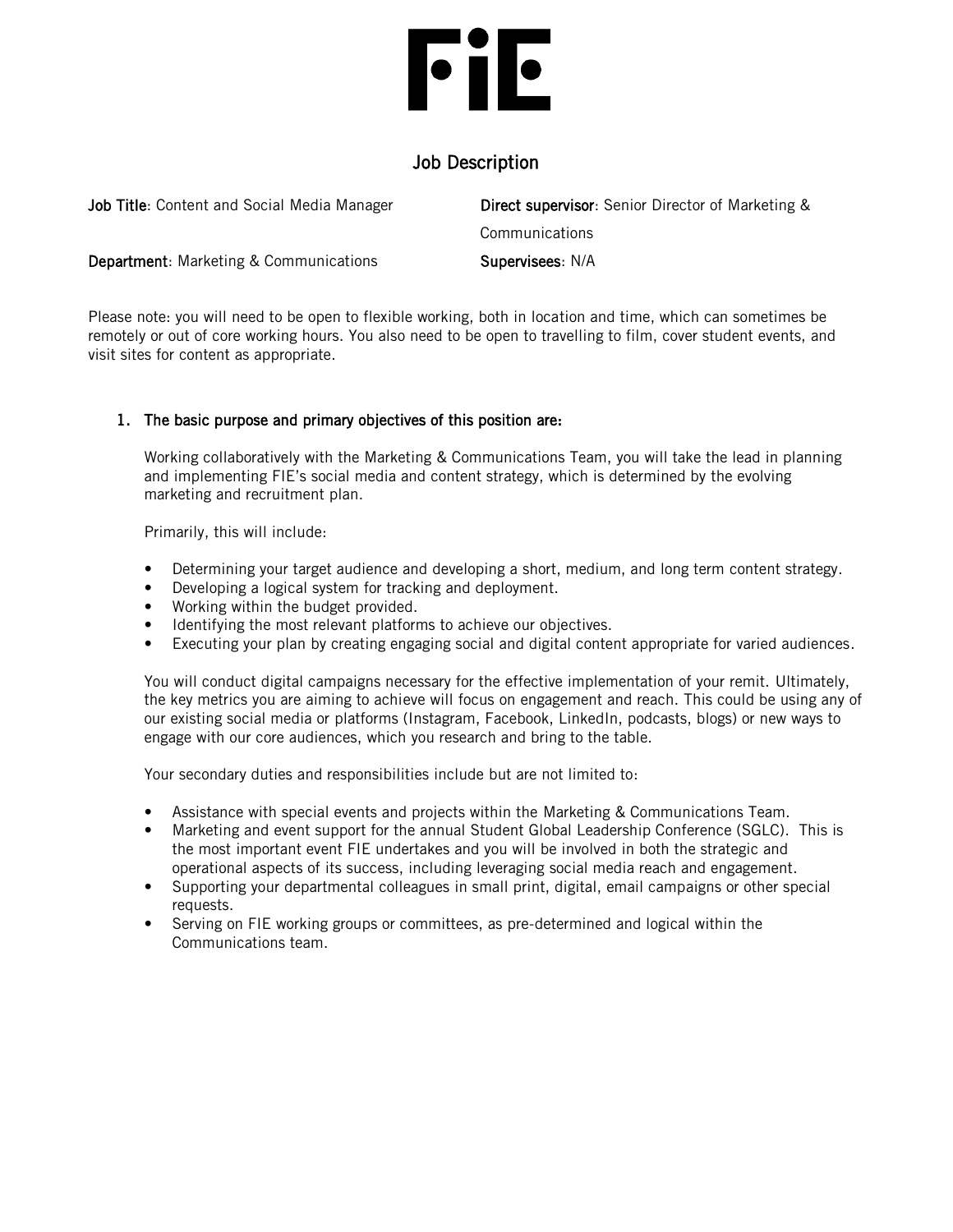# FiE

## Job Description

**Job Title**: Content and Social Media Manager

**Department**: Marketing & Communications

**Direct supervisor**: Senior Director of Marketing & Communications

**Supervisees**: N/A

Please note: you will need to be open to flexible working, both in location and time, which can sometimes be remotely or out of core working hours. You also need to be open to travelling to film, cover student events, and visit sites for content as appropriate.

### 1. The basic purpose and primary objectives of this position are:

Working collaboratively with the Marketing & Communications Team, you will take the lead in planning and implementing FIE's social media and content strategy, which is determined by the evolving marketing and recruitment plan.

Primarily, this will include:

- Determining your target audience and developing a short, medium, and long term content strategy.
- Developing a logical system for tracking and deployment.
- Working within the budget provided.
- Identifying the most relevant platforms to achieve our objectives.
- Executing your plan by creating engaging social and digital content appropriate for varied audiences.

You will conduct digital campaigns necessary for the effective implementation of your remit. Ultimately, the key metrics you are aiming to achieve will focus on engagement and reach. This could be using any of our existing social media or platforms (Instagram, Facebook, LinkedIn, podcasts, blogs) or new ways to engage with our core audiences, which you research and bring to the table.

Your secondary duties and responsibilities include but are not limited to:

- Assistance with special events and projects within the Marketing & Communications Team.
- Marketing and event support for the annual Student Global Leadership Conference (SGLC). This is the most important event FIE undertakes and you will be involved in both the strategic and operational aspects of its success, including leveraging social media reach and engagement.
- Supporting your departmental colleagues in small print, digital, email campaigns or other special requests.
- Serving on FIE working groups or committees, as pre-determined and logical within the Communications team.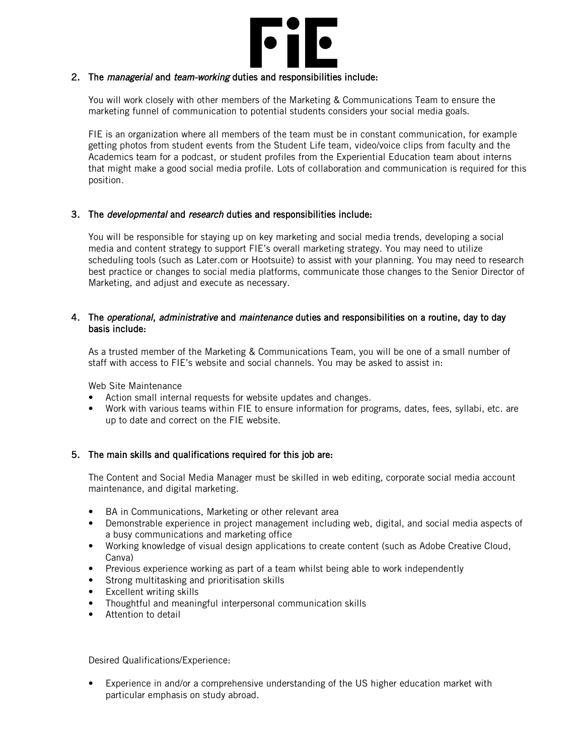**FIE**

2. **The *managerial* and *team-working* duties and responsibilities include:**

   You will work closely with other members of the Marketing & Communications Team to ensure the marketing funnel of communication to potential students considers your social media goals.

   FIE is an organization where all members of the team must be in constant communication, for example getting photos from student events from the Student Life team, video/voice clips from faculty and the Academics team for a podcast, or student profiles from the Experiential Education team about interns that might make a good social media profile. Lots of collaboration and communication is required for this position.

3. **The *developmental* and *research* duties and responsibilities include:**

   You will be responsible for staying up on key marketing and social media trends, developing a social media and content strategy to support FIE's overall marketing strategy. You may need to utilize scheduling tools (such as Later.com or Hootsuite) to assist with your planning. You may need to research best practice or changes to social media platforms, communicate those changes to the Senior Director of Marketing, and adjust and execute as necessary.

4. **The *operational*, *administrative* and *maintenance* duties and responsibilities on a routine, day to day basis include:**

   As a trusted member of the Marketing & Communications Team, you will be one of a small number of staff with access to FIE's website and social channels. You may be asked to assist in:

   Web Site Maintenance

   - Action small internal requests for website updates and changes.
   - Work with various teams within FIE to ensure information for programs, dates, fees, syllabi, etc. are up to date and correct on the FIE website.

5. **The main skills and qualifications required for this job are:**

   The Content and Social Media Manager must be skilled in web editing, corporate social media account maintenance, and digital marketing.

   - BA in Communications, Marketing or other relevant area
   - Demonstrable experience in project management including web, digital, and social media aspects of a busy communications and marketing office
   - Working knowledge of visual design applications to create content (such as Adobe Creative Cloud, Canva)
   - Previous experience working as part of a team whilst being able to work independently
   - Strong multitasking and prioritisation skills
   - Excellent writing skills
   - Thoughtful and meaningful interpersonal communication skills
   - Attention to detail

   Desired Qualifications/Experience:

   - Experience in and/or a comprehensive understanding of the US higher education market with particular emphasis on study abroad.